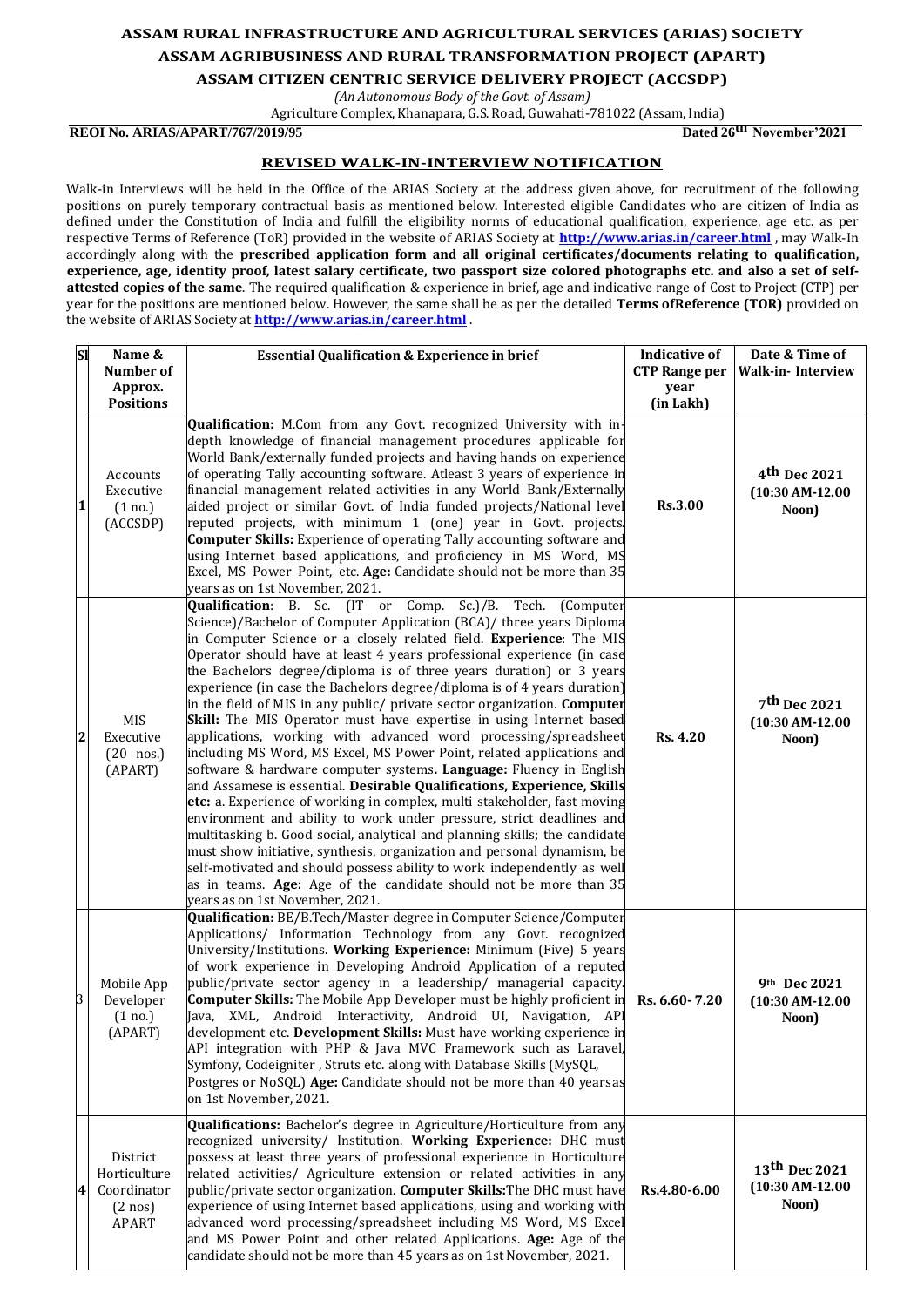# ASSAM RURAL INFRASTRUCTURE AND AGRICULTURAL SERVICES (ARIAS) SOCIETY

## ASSAM AGRIBUSINESS AND RURAL TRANSFORMATION PROJECT (APART)

## ASSAM CITIZEN CENTRIC SERVICE DELIVERY PROJECT (ACCSDP)

*(An Autonomous Body of the Govt. of Assam)*

Agriculture Complex, Khanapara, G.S. Road, Guwahati-781022 (Assam, India)

**REOI No. ARIAS/APART/767/2019/95** **Dated 26th November'2021**

## REVISED WALK-IN-INTERVIEW NOTIFICATION

Walk-in Interviews will be held in the Office of the ARIAS Society at the address given above, for recruitment of the following positions on purely temporary contractual basis as mentioned below. Interested eligible Candidates who are citizen of India as defined under the Constitution of India and fulfill the eligibility norms of educational qualification, experience, age etc. as per respective Terms of Reference (ToR) provided in the website of ARIAS Society at **http://www.arias.in/career.html** , may Walk-In accordingly along with the **prescribed application form and all original certificates/documents relating to qualification, experience, age, identity proof, latest salary certificate, two passport size colored photographs etc. and also a set of self-attested copies of the same**. The required qualification & experience in brief, age and indicative range of Cost to Project (CTP) per year for the positions are mentioned below. However, the same shall be as per the detailed **Terms ofReference (TOR)** provided on the website of ARIAS Society at **http://www.arias.in/career.html** .

| Sl | Name & Number of Approx. Positions | Essential Qualification & Experience in brief | Indicative of CTP Range per year (in Lakh) | Date & Time of Walk-in- Interview |
|---|---|---|---|---|
| 1 | Accounts Executive (1 no.) (ACCSDP) | **Qualification:** M.Com from any Govt. recognized University with in-depth knowledge of financial management procedures applicable for World Bank/externally funded projects and having hands on experience of operating Tally accounting software. Atleast 3 years of experience in financial management related activities in any World Bank/Externally aided project or similar Govt. of India funded projects/National level reputed projects, with minimum 1 (one) year in Govt. projects. **Computer Skills:** Experience of operating Tally accounting software and using Internet based applications, and proficiency in MS Word, MS Excel, MS Power Point, etc. **Age:** Candidate should not be more than 35 years as on 1st November, 2021. | **Rs.3.00** | **4th Dec 2021 (10:30 AM-12.00 Noon)** |
| 2 | MIS Executive (20 nos.) (APART) | **Qualification**: B. Sc. (IT or Comp. Sc.)/B. Tech. (Computer Science)/Bachelor of Computer Application (BCA)/ three years Diploma in Computer Science or a closely related field. **Experience**: The MIS Operator should have at least 4 years professional experience (in case the Bachelors degree/diploma is of three years duration) or 3 years experience (in case the Bachelors degree/diploma is of 4 years duration) in the field of MIS in any public/ private sector organization. **Computer Skill:** The MIS Operator must have expertise in using Internet based applications, working with advanced word processing/spreadsheet including MS Word, MS Excel, MS Power Point, related applications and software & hardware computer systems**. Language:** Fluency in English and Assamese is essential. **Desirable Qualifications, Experience, Skills etc:** a. Experience of working in complex, multi stakeholder, fast moving environment and ability to work under pressure, strict deadlines and multitasking b. Good social, analytical and planning skills; the candidate must show initiative, synthesis, organization and personal dynamism, be self-motivated and should possess ability to work independently as well as in teams. **Age:** Age of the candidate should not be more than 35 years as on 1st November, 2021. | **Rs. 4.20** | **7th Dec 2021 (10:30 AM-12.00 Noon)** |
| 3 | Mobile App Developer (1 no.) (APART) | **Qualification:** BE/B.Tech/Master degree in Computer Science/Computer Applications/ Information Technology from any Govt. recognized University/Institutions. **Working Experience:** Minimum (Five) 5 years of work experience in Developing Android Application of a reputed public/private sector agency in a leadership/ managerial capacity. **Computer Skills:** The Mobile App Developer must be highly proficient in Java, XML, Android Interactivity, Android UI, Navigation, API development etc. **Development Skills:** Must have working experience in API integration with PHP & Java MVC Framework such as Laravel, Symfony, Codeigniter , Struts etc. along with Database Skills (MySQL, Postgres or NoSQL) **Age:** Candidate should not be more than 40 yearsas on 1st November, 2021. | **Rs. 6.60- 7.20** | **9th Dec 2021 (10:30 AM-12.00 Noon)** |
| 4 | District Horticulture Coordinator (2 nos) APART | **Qualifications:** Bachelor's degree in Agriculture/Horticulture from any recognized university/ Institution. **Working Experience:** DHC must possess at least three years of professional experience in Horticulture related activities/ Agriculture extension or related activities in any public/private sector organization. **Computer Skills:**The DHC must have experience of using Internet based applications, using and working with advanced word processing/spreadsheet including MS Word, MS Excel and MS Power Point and other related Applications. **Age:** Age of the candidate should not be more than 45 years as on 1st November, 2021. | **Rs.4.80-6.00** | **13th Dec 2021 (10:30 AM-12.00 Noon)** |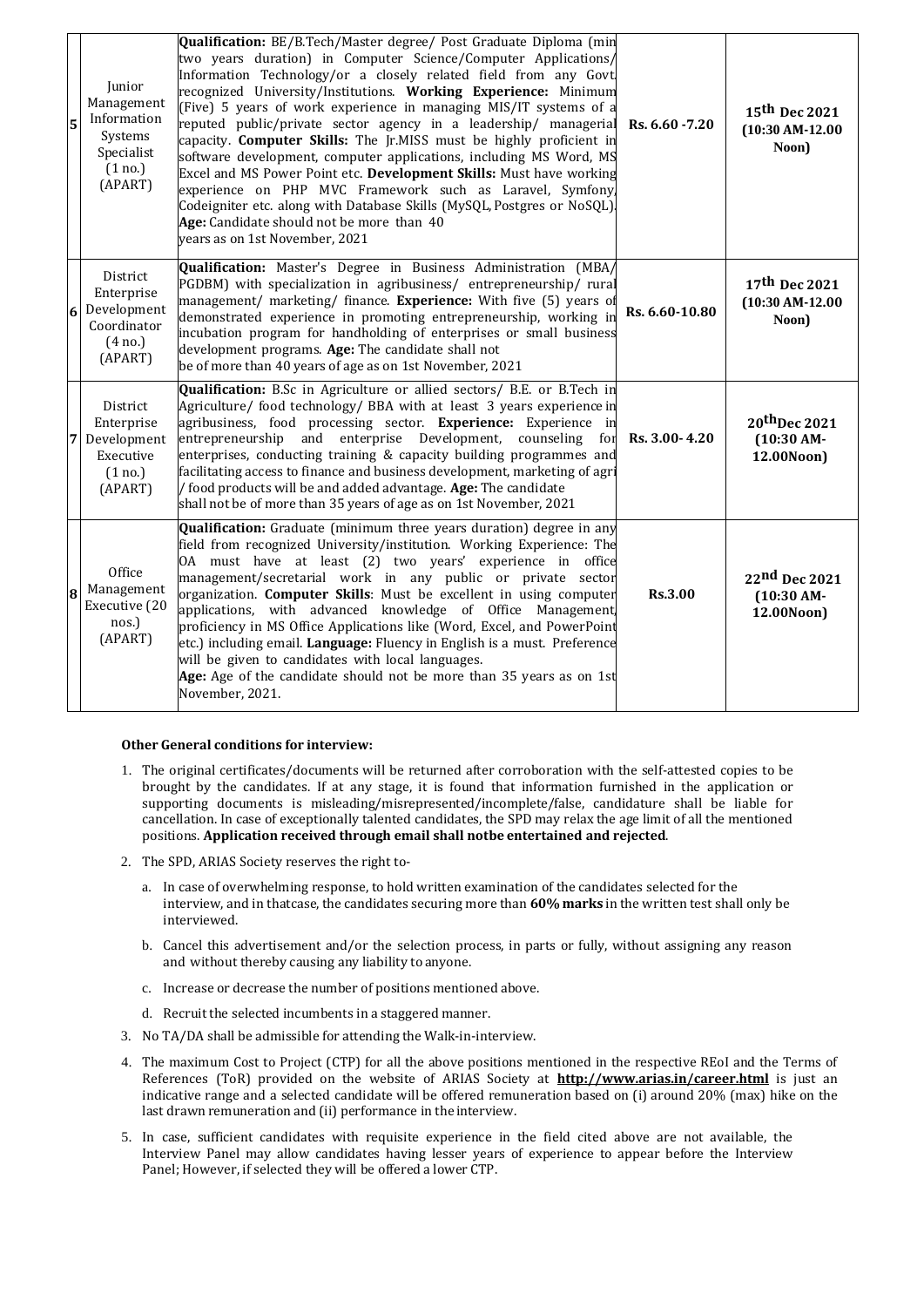| 5 | Junior Management Information Systems Specialist (1 no.) (APART) | **Qualification:** BE/B.Tech/Master degree/ Post Graduate Diploma (min two years duration) in Computer Science/Computer Applications/ Information Technology/or a closely related field from any Govt. recognized University/Institutions. **Working Experience:** Minimum (Five) 5 years of work experience in managing MIS/IT systems of a reputed public/private sector agency in a leadership/ managerial capacity. **Computer Skills:** The Jr.MISS must be highly proficient in software development, computer applications, including MS Word, MS Excel and MS Power Point etc. **Development Skills:** Must have working experience on PHP MVC Framework such as Laravel, Symfony, Codeigniter etc. along with Database Skills (MySQL, Postgres or NoSQL). **Age:** Candidate should not be more than 40 years as on 1st November, 2021 | Rs. 6.60 -7.20 | 15th Dec 2021 (10:30 AM-12.00 Noon) |
|---|---|---|---|---|
| 6 | District Enterprise Development Coordinator (4 no.) (APART) | **Qualification:** Master's Degree in Business Administration (MBA/ PGDBM) with specialization in agribusiness/ entrepreneurship/ rural management/ marketing/ finance. **Experience:** With five (5) years of demonstrated experience in promoting entrepreneurship, working in incubation program for handholding of enterprises or small business development programs. **Age:** The candidate shall not be of more than 40 years of age as on 1st November, 2021 | Rs. 6.60-10.80 | 17th Dec 2021 (10:30 AM-12.00 Noon) |
| 7 | District Enterprise Development Executive (1 no.) (APART) | **Qualification:** B.Sc in Agriculture or allied sectors/ B.E. or B.Tech in Agriculture/ food technology/ BBA with at least 3 years experience in agribusiness, food processing sector. **Experience:** Experience in entrepreneurship and enterprise Development, counseling for enterprises, conducting training & capacity building programmes and facilitating access to finance and business development, marketing of agri / food products will be and added advantage. **Age:** The candidate shall not be of more than 35 years of age as on 1st November, 2021 | Rs. 3.00- 4.20 | 20th Dec 2021 (10:30 AM-12.00Noon) |
| 8 | Office Management Executive (20 nos.) (APART) | **Qualification:** Graduate (minimum three years duration) degree in any field from recognized University/institution. Working Experience: The OA must have at least (2) two years' experience in office management/secretarial work in any public or private sector organization. **Computer Skills**: Must be excellent in using computer applications, with advanced knowledge of Office Management, proficiency in MS Office Applications like (Word, Excel, and PowerPoint etc.) including email. **Language:** Fluency in English is a must. Preference will be given to candidates with local languages. **Age:** Age of the candidate should not be more than 35 years as on 1st November, 2021. | Rs.3.00 | 22nd Dec 2021 (10:30 AM-12.00Noon) |

**Other General conditions for interview:**

1. The original certificates/documents will be returned after corroboration with the self-attested copies to be brought by the candidates. If at any stage, it is found that information furnished in the application or supporting documents is misleading/misrepresented/incomplete/false, candidature shall be liable for cancellation. In case of exceptionally talented candidates, the SPD may relax the age limit of all the mentioned positions. **Application received through email shall notbe entertained and rejected**.
2. The SPD, ARIAS Society reserves the right to-
   a. In case of overwhelming response, to hold written examination of the candidates selected for the interview, and in thatcase, the candidates securing more than **60% marks** in the written test shall only be interviewed.
   b. Cancel this advertisement and/or the selection process, in parts or fully, without assigning any reason and without thereby causing any liability to anyone.
   c. Increase or decrease the number of positions mentioned above.
   d. Recruit the selected incumbents in a staggered manner.
3. No TA/DA shall be admissible for attending the Walk-in-interview.
4. The maximum Cost to Project (CTP) for all the above positions mentioned in the respective REoI and the Terms of References (ToR) provided on the website of ARIAS Society at **http://www.arias.in/career.html** is just an indicative range and a selected candidate will be offered remuneration based on (i) around 20% (max) hike on the last drawn remuneration and (ii) performance in the interview.
5. In case, sufficient candidates with requisite experience in the field cited above are not available, the Interview Panel may allow candidates having lesser years of experience to appear before the Interview Panel; However, if selected they will be offered a lower CTP.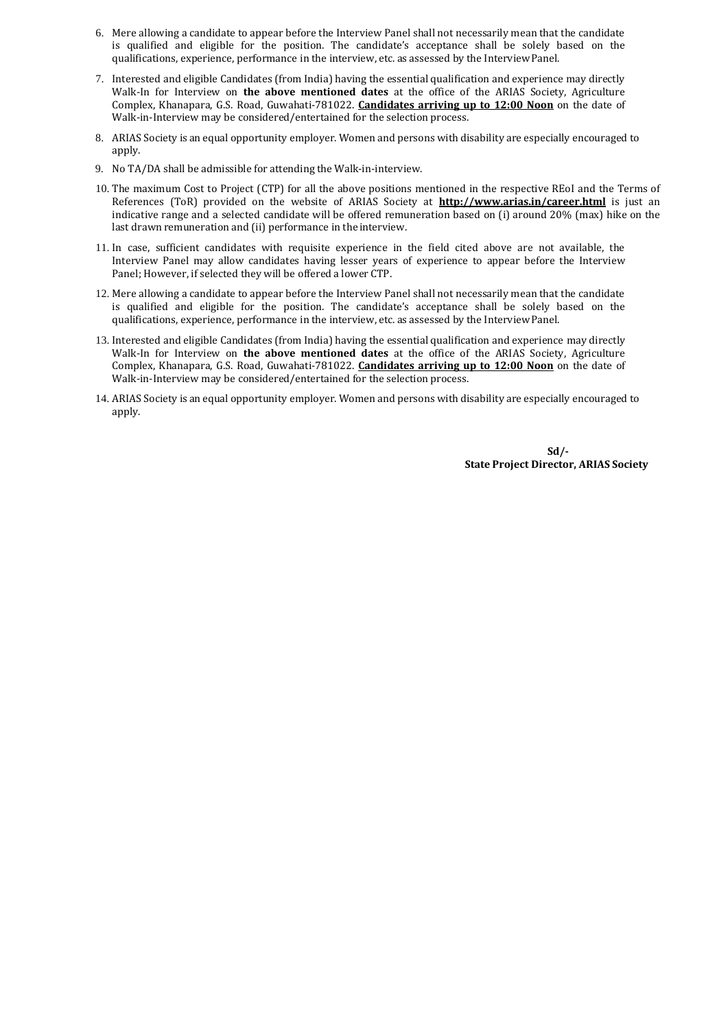6. Mere allowing a candidate to appear before the Interview Panel shall not necessarily mean that the candidate is qualified and eligible for the position. The candidate's acceptance shall be solely based on the qualifications, experience, performance in the interview, etc. as assessed by the Interview Panel.

7. Interested and eligible Candidates (from India) having the essential qualification and experience may directly Walk-In for Interview on **the above mentioned dates** at the office of the ARIAS Society, Agriculture Complex, Khanapara, G.S. Road, Guwahati-781022. **Candidates arriving up to 12:00 Noon** on the date of Walk-in-Interview may be considered/entertained for the selection process.

8. ARIAS Society is an equal opportunity employer. Women and persons with disability are especially encouraged to apply.

9. No TA/DA shall be admissible for attending the Walk-in-interview.

10. The maximum Cost to Project (CTP) for all the above positions mentioned in the respective REoI and the Terms of References (ToR) provided on the website of ARIAS Society at **http://www.arias.in/career.html** is just an indicative range and a selected candidate will be offered remuneration based on (i) around 20% (max) hike on the last drawn remuneration and (ii) performance in the interview.

11. In case, sufficient candidates with requisite experience in the field cited above are not available, the Interview Panel may allow candidates having lesser years of experience to appear before the Interview Panel; However, if selected they will be offered a lower CTP.

12. Mere allowing a candidate to appear before the Interview Panel shall not necessarily mean that the candidate is qualified and eligible for the position. The candidate's acceptance shall be solely based on the qualifications, experience, performance in the interview, etc. as assessed by the Interview Panel.

13. Interested and eligible Candidates (from India) having the essential qualification and experience may directly Walk-In for Interview on **the above mentioned dates** at the office of the ARIAS Society, Agriculture Complex, Khanapara, G.S. Road, Guwahati-781022. **Candidates arriving up to 12:00 Noon** on the date of Walk-in-Interview may be considered/entertained for the selection process.

14. ARIAS Society is an equal opportunity employer. Women and persons with disability are especially encouraged to apply.

**Sd/-**
**State Project Director, ARIAS Society**